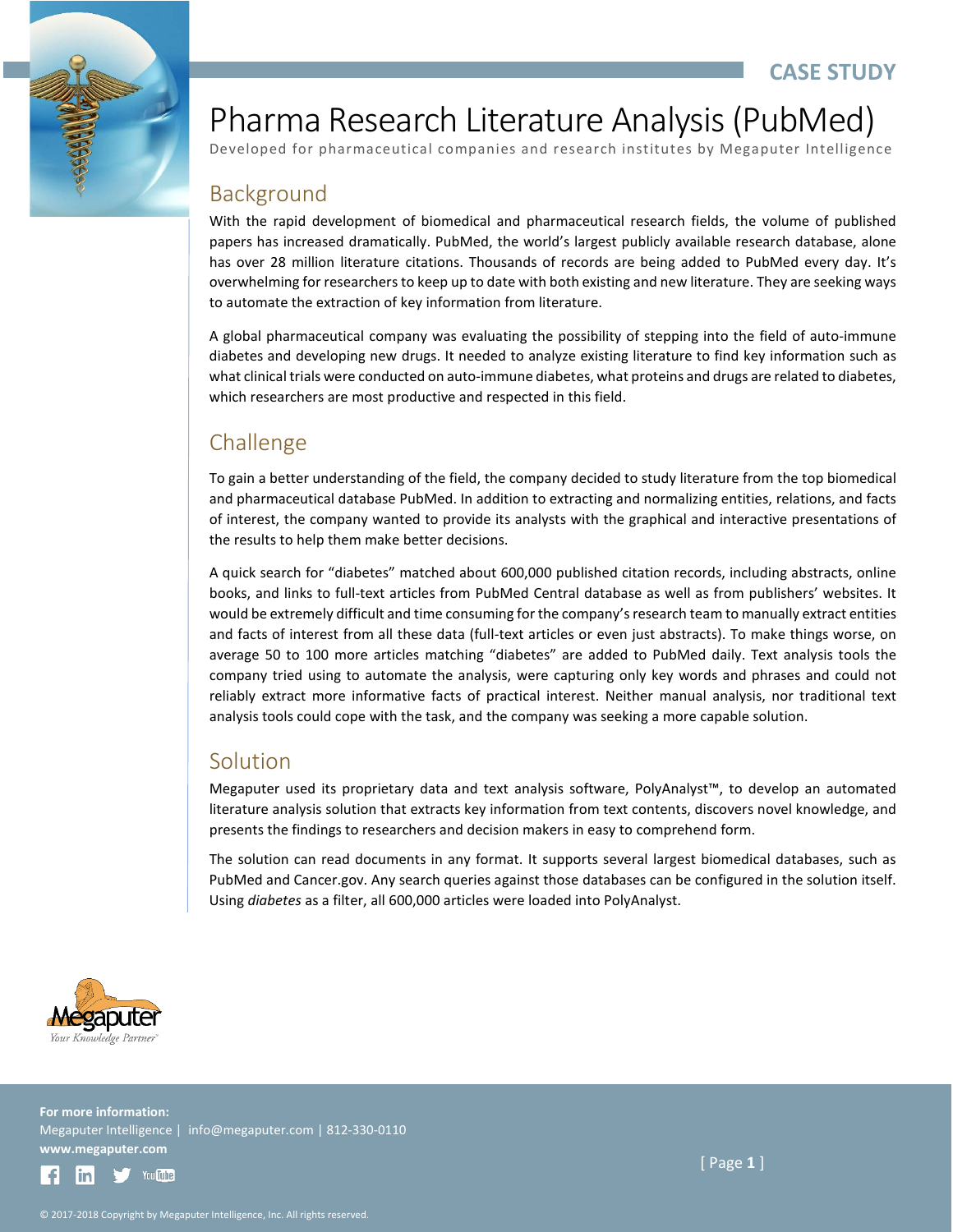CASE STUDY

# Pharma Research Literature Analysis (PubMed)

Developed for pharmaceutical companies and research institutes by Megaputer Intelligence

## Background

With the rapid development of biomedical and pharmaceutical research fields, the volume of published papers has increased dramatically. PubMed, the world's largest publicly available research database, alone has over 28 million literature citations. Thousands of records are being added to PubMed every day. It's overwhelming for researchers to keep up to date with both existing and new literature. They are seeking ways to automate the extraction of key information from literature.

A global pharmaceutical company was evaluating the possibility of stepping into the field of auto-immune diabetes and developing new drugs. It needed to analyze existing literature to find key information such as what clinical trials were conducted on auto-immune diabetes, what proteins and drugs are related to diabetes, which researchers are most productive and respected in this field.

## Challenge

To gain a better understanding of the field, the company decided to study literature from the top biomedical and pharmaceutical database PubMed. In addition to extracting and normalizing entities, relations, and facts of interest, the company wanted to provide its analysts with the graphical and interactive presentations of the results to help them make better decisions.

A quick search for "diabetes" matched about 600,000 published citation records, including abstracts, online books, and links to full-text articles from PubMed Central database as well as from publishers' websites. It would be extremely difficult and time consuming for the company's research team to manually extract entities and facts of interest from all these data (full-text articles or even just abstracts). To make things worse, on average 50 to 100 more articles matching "diabetes" are added to PubMed daily. Text analysis tools the company tried using to automate the analysis, were capturing only key words and phrases and could not reliably extract more informative facts of practical interest. Neither manual analysis, nor traditional text analysis tools could cope with the task, and the company was seeking a more capable solution.

## Solution

Megaputer used its proprietary data and text analysis software, PolyAnalyst™, to develop an automated literature analysis solution that extracts key information from text contents, discovers novel knowledge, and presents the findings to researchers and decision makers in easy to comprehend form.

The solution can read documents in any format. It supports several largest biomedical databases, such as PubMed and Cancer.gov. Any search queries against those databases can be configured in the solution itself. Using *diabetes* as a filter, all 600,000 articles were loaded into PolyAnalyst.

**For more information:**
Megaputer Intelligence | info@megaputer.com | 812-330-0110
**www.megaputer.com**

© 2017-2018 Copyright by Megaputer Intelligence, Inc. All rights reserved.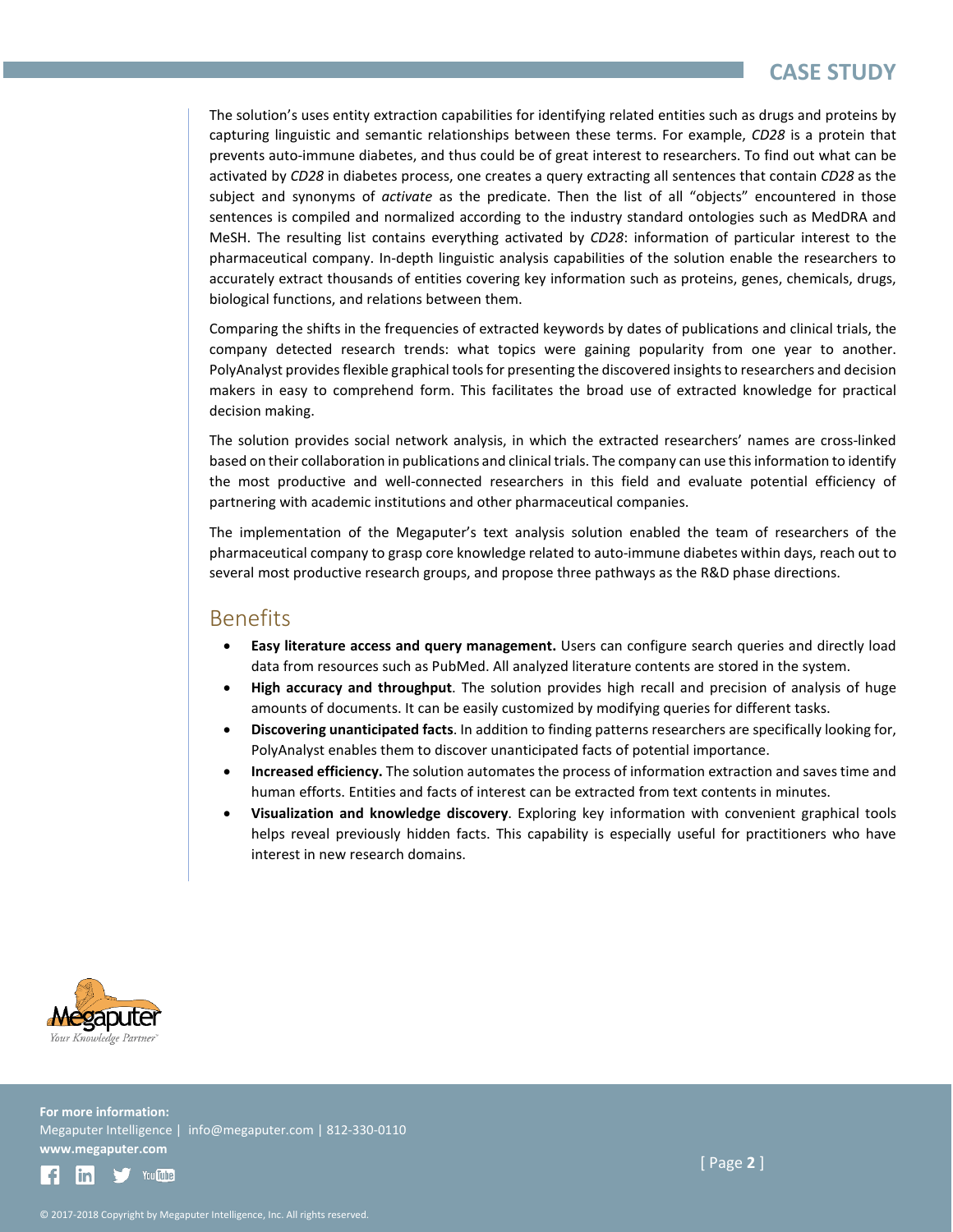The solution's uses entity extraction capabilities for identifying related entities such as drugs and proteins by capturing linguistic and semantic relationships between these terms. For example, *CD28* is a protein that prevents auto-immune diabetes, and thus could be of great interest to researchers. To find out what can be activated by *CD28* in diabetes process, one creates a query extracting all sentences that contain *CD28* as the subject and synonyms of *activate* as the predicate. Then the list of all "objects" encountered in those sentences is compiled and normalized according to the industry standard ontologies such as MedDRA and MeSH. The resulting list contains everything activated by *CD28*: information of particular interest to the pharmaceutical company. In-depth linguistic analysis capabilities of the solution enable the researchers to accurately extract thousands of entities covering key information such as proteins, genes, chemicals, drugs, biological functions, and relations between them.

Comparing the shifts in the frequencies of extracted keywords by dates of publications and clinical trials, the company detected research trends: what topics were gaining popularity from one year to another. PolyAnalyst provides flexible graphical tools for presenting the discovered insights to researchers and decision makers in easy to comprehend form. This facilitates the broad use of extracted knowledge for practical decision making.

The solution provides social network analysis, in which the extracted researchers' names are cross-linked based on their collaboration in publications and clinical trials. The company can use this information to identify the most productive and well-connected researchers in this field and evaluate potential efficiency of partnering with academic institutions and other pharmaceutical companies.

The implementation of the Megaputer's text analysis solution enabled the team of researchers of the pharmaceutical company to grasp core knowledge related to auto-immune diabetes within days, reach out to several most productive research groups, and propose three pathways as the R&D phase directions.

## Benefits

- **Easy literature access and query management.** Users can configure search queries and directly load data from resources such as PubMed. All analyzed literature contents are stored in the system.
- **High accuracy and throughput**. The solution provides high recall and precision of analysis of huge amounts of documents. It can be easily customized by modifying queries for different tasks.
- **Discovering unanticipated facts**. In addition to finding patterns researchers are specifically looking for, PolyAnalyst enables them to discover unanticipated facts of potential importance.
- **Increased efficiency.** The solution automates the process of information extraction and saves time and human efforts. Entities and facts of interest can be extracted from text contents in minutes.
- **Visualization and knowledge discovery**. Exploring key information with convenient graphical tools helps reveal previously hidden facts. This capability is especially useful for practitioners who have interest in new research domains.

**For more information:**
Megaputer Intelligence | info@megaputer.com | 812-330-0110
**www.megaputer.com**

© 2017-2018 Copyright by Megaputer Intelligence, Inc. All rights reserved.